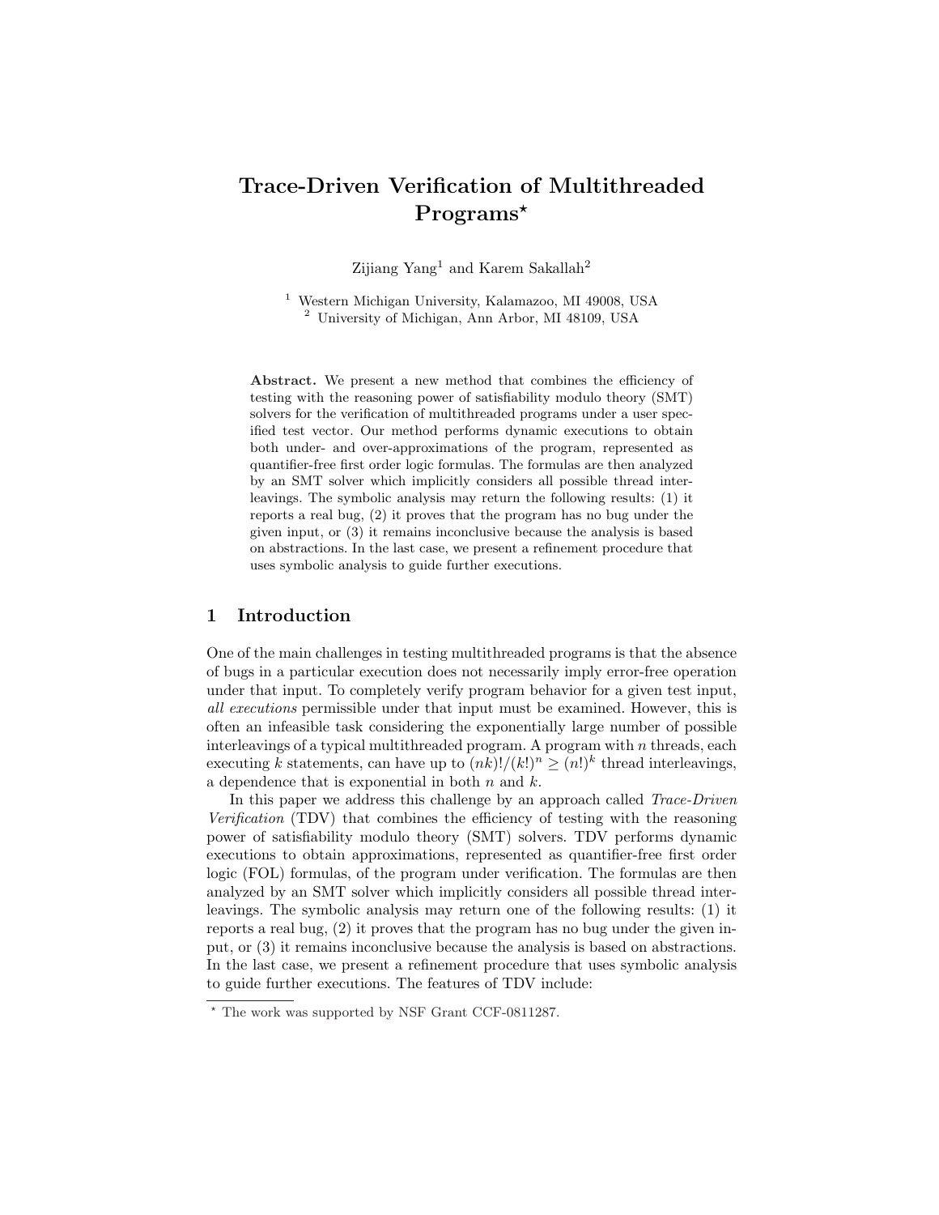# Trace-Driven Verification of Multithreaded Programs*

Zijiang Yang[1] and Karem Sakallah[2]

[1] Western Michigan University, Kalamazoo, MI 49008, USA
[2] University of Michigan, Ann Arbor, MI 48109, USA

**Abstract.** We present a new method that combines the efficiency of testing with the reasoning power of satisfiability modulo theory (SMT) solvers for the verification of multithreaded programs under a user specified test vector. Our method performs dynamic executions to obtain both under- and over-approximations of the program, represented as quantifier-free first order logic formulas. The formulas are then analyzed by an SMT solver which implicitly considers all possible thread interleavings. The symbolic analysis may return the following results: (1) it reports a real bug, (2) it proves that the program has no bug under the given input, or (3) it remains inconclusive because the analysis is based on abstractions. In the last case, we present a refinement procedure that uses symbolic analysis to guide further executions.

## 1 Introduction

One of the main challenges in testing multithreaded programs is that the absence of bugs in a particular execution does not necessarily imply error-free operation under that input. To completely verify program behavior for a given test input, *all executions* permissible under that input must be examined. However, this is often an infeasible task considering the exponentially large number of possible interleavings of a typical multithreaded program. A program with $n$ threads, each executing $k$ statements, can have up to $(nk)!/(k!)^n \geq (n!)^k$ thread interleavings, a dependence that is exponential in both $n$ and $k$.

In this paper we address this challenge by an approach called *Trace-Driven Verification* (TDV) that combines the efficiency of testing with the reasoning power of satisfiability modulo theory (SMT) solvers. TDV performs dynamic executions to obtain approximations, represented as quantifier-free first order logic (FOL) formulas, of the program under verification. The formulas are then analyzed by an SMT solver which implicitly considers all possible thread interleavings. The symbolic analysis may return one of the following results: (1) it reports a real bug, (2) it proves that the program has no bug under the given input, or (3) it remains inconclusive because the analysis is based on abstractions. In the last case, we present a refinement procedure that uses symbolic analysis to guide further executions. The features of TDV include:

* The work was supported by NSF Grant CCF-0811287.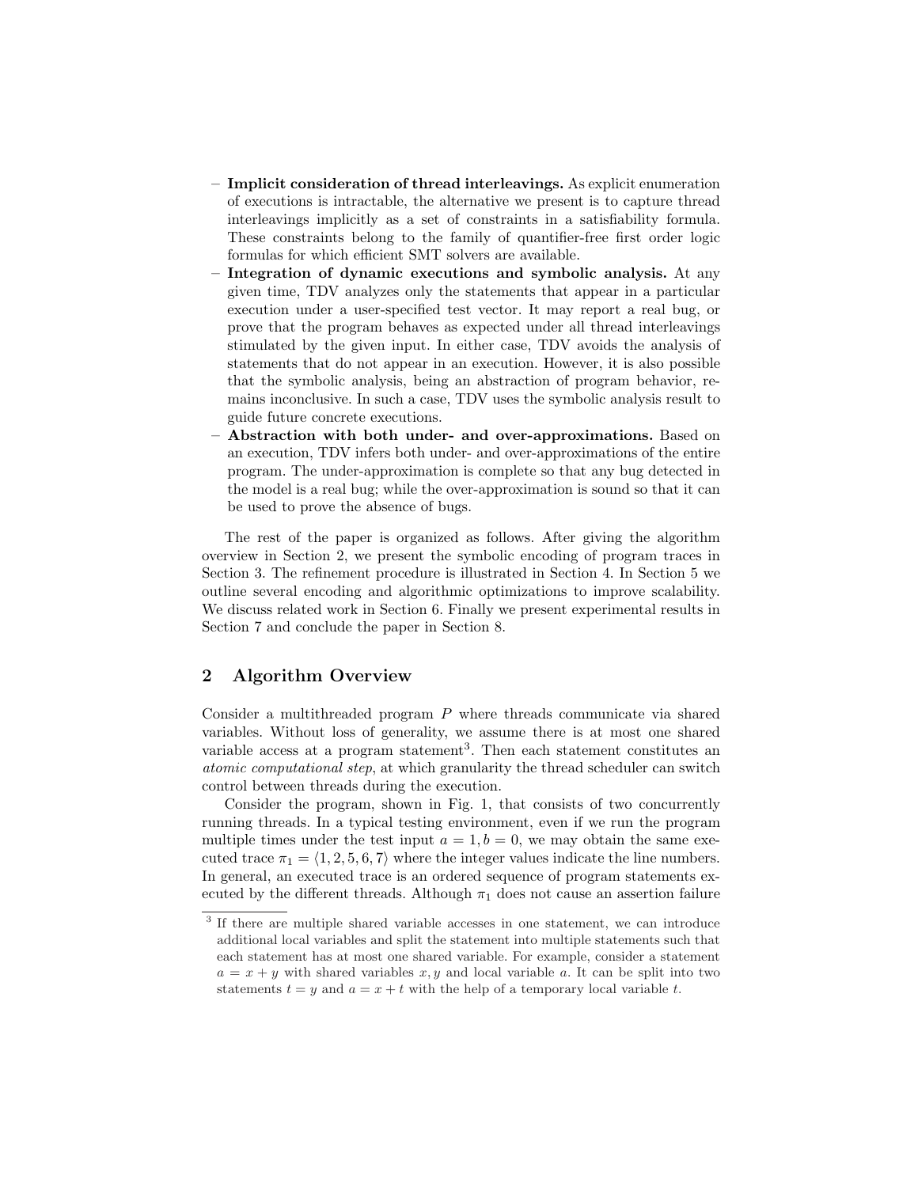- **Implicit consideration of thread interleavings.** As explicit enumeration of executions is intractable, the alternative we present is to capture thread interleavings implicitly as a set of constraints in a satisfiability formula. These constraints belong to the family of quantifier-free first order logic formulas for which efficient SMT solvers are available.
- **Integration of dynamic executions and symbolic analysis.** At any given time, TDV analyzes only the statements that appear in a particular execution under a user-specified test vector. It may report a real bug, or prove that the program behaves as expected under all thread interleavings stimulated by the given input. In either case, TDV avoids the analysis of statements that do not appear in an execution. However, it is also possible that the symbolic analysis, being an abstraction of program behavior, remains inconclusive. In such a case, TDV uses the symbolic analysis result to guide future concrete executions.
- **Abstraction with both under- and over-approximations.** Based on an execution, TDV infers both under- and over-approximations of the entire program. The under-approximation is complete so that any bug detected in the model is a real bug; while the over-approximation is sound so that it can be used to prove the absence of bugs.

The rest of the paper is organized as follows. After giving the algorithm overview in Section 2, we present the symbolic encoding of program traces in Section 3. The refinement procedure is illustrated in Section 4. In Section 5 we outline several encoding and algorithmic optimizations to improve scalability. We discuss related work in Section 6. Finally we present experimental results in Section 7 and conclude the paper in Section 8.

## 2 Algorithm Overview

Consider a multithreaded program $P$ where threads communicate via shared variables. Without loss of generality, we assume there is at most one shared variable access at a program statement[3]. Then each statement constitutes an *atomic computational step*, at which granularity the thread scheduler can switch control between threads during the execution.

Consider the program, shown in Fig. 1, that consists of two concurrently running threads. In a typical testing environment, even if we run the program multiple times under the test input $a = 1, b = 0$, we may obtain the same executed trace $\pi_1 = \langle 1, 2, 5, 6, 7 \rangle$ where the integer values indicate the line numbers. In general, an executed trace is an ordered sequence of program statements executed by the different threads. Although $\pi_1$ does not cause an assertion failure

[3] If there are multiple shared variable accesses in one statement, we can introduce additional local variables and split the statement into multiple statements such that each statement has at most one shared variable. For example, consider a statement $a = x + y$ with shared variables $x, y$ and local variable $a$. It can be split into two statements $t = y$ and $a = x + t$ with the help of a temporary local variable $t$.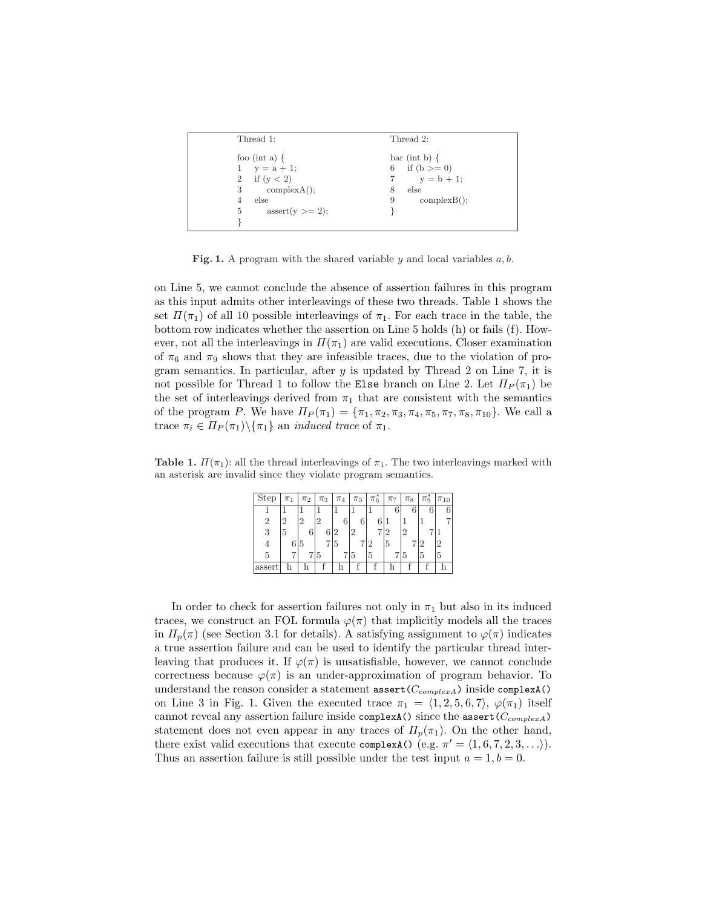```
Thread 1:                          Thread 2:

foo (int a) {                      bar (int b) {
1    y = a + 1;                    6    if (b >= 0)
2    if (y < 2)                    7        y = b + 1;
3        complexA();               8    else
4    else                          9        complexB();
5        assert(y >= 2);           }
}
```

**Fig. 1.** A program with the shared variable $y$ and local variables $a, b$.

on Line 5, we cannot conclude the absence of assertion failures in this program as this input admits other interleavings of these two threads. Table 1 shows the set $\Pi(\pi_1)$ of all 10 possible interleavings of $\pi_1$. For each trace in the table, the bottom row indicates whether the assertion on Line 5 holds (h) or fails (f). However, not all the interleavings in $\Pi(\pi_1)$ are valid executions. Closer examination of $\pi_6$ and $\pi_9$ shows that they are infeasible traces, due to the violation of program semantics. In particular, after $y$ is updated by Thread 2 on Line 7, it is not possible for Thread 1 to follow the Else branch on Line 2. Let $\Pi_P(\pi_1)$ be the set of interleavings derived from $\pi_1$ that are consistent with the semantics of the program $P$. We have $\Pi_P(\pi_1) = \{\pi_1, \pi_2, \pi_3, \pi_4, \pi_5, \pi_7, \pi_8, \pi_{10}\}$. We call a trace $\pi_i \in \Pi_P(\pi_1) \setminus \{\pi_1\}$ an *induced trace* of $\pi_1$.

**Table 1.** $\Pi(\pi_1)$: all the thread interleavings of $\pi_1$. The two interleavings marked with an asterisk are invalid since they violate program semantics.

| Step | $\pi_1$ | $\pi_2$ | $\pi_3$ | $\pi_4$ | $\pi_5$ | $\pi_6^*$ | $\pi_7$ | $\pi_8$ | $\pi_9^*$ | $\pi_{10}$ |
|---|---|---|---|---|---|---|---|---|---|---|
| 1 | 1 | 1 | 1 | 1 | 1 | 1 | 6 | 6 | 6 | 6 |
| 2 | 2 | 2 | 2 | 6 | 6 | 6 | 1 | 1 | 1 | 7 |
| 3 | 5 | 6 | 6 | 2 | 2 | 7 | 2 | 2 | 7 | 1 |
| 4 | 6 | 5 | 7 | 5 | 7 | 2 | 5 | 7 | 2 | 2 |
| 5 | 7 | 7 | 5 | 7 | 5 | 5 | 7 | 5 | 5 | 5 |
| assert | h | h | f | h | f | f | h | f | f | h |

In order to check for assertion failures not only in $\pi_1$ but also in its induced traces, we construct an FOL formula $\varphi(\pi)$ that implicitly models all the traces in $\Pi_p(\pi)$ (see Section 3.1 for details). A satisfying assignment to $\varphi(\pi)$ indicates a true assertion failure and can be used to identify the particular thread interleaving that produces it. If $\varphi(\pi)$ is unsatisfiable, however, we cannot conclude correctness because $\varphi(\pi)$ is an under-approximation of program behavior. To understand the reason consider a statement `assert(`$C_{complexA}$`)` inside `complexA()` on Line 3 in Fig. 1. Given the executed trace $\pi_1 = \langle 1, 2, 5, 6, 7 \rangle$, $\varphi(\pi_1)$ itself cannot reveal any assertion failure inside `complexA()` since the `assert(`$C_{complexA}$`)` statement does not even appear in any traces of $\Pi_p(\pi_1)$. On the other hand, there exist valid executions that execute `complexA()` (e.g. $\pi' = \langle 1, 6, 7, 2, 3, \ldots \rangle$). Thus an assertion failure is still possible under the test input $a = 1, b = 0$.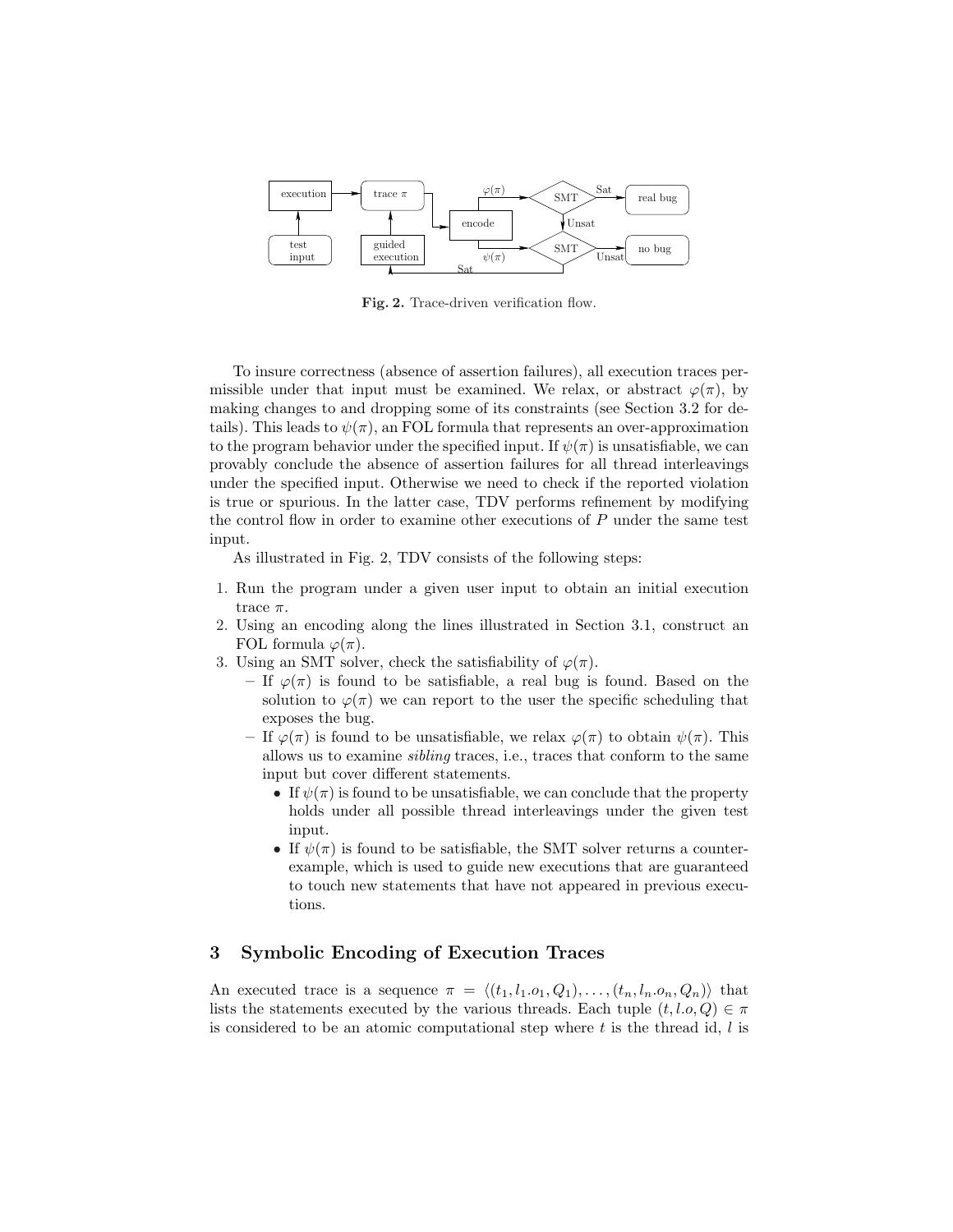**Fig. 2.** Trace-driven verification flow.

To insure correctness (absence of assertion failures), all execution traces permissible under that input must be examined. We relax, or abstract $\varphi(\pi)$, by making changes to and dropping some of its constraints (see Section 3.2 for details). This leads to $\psi(\pi)$, an FOL formula that represents an over-approximation to the program behavior under the specified input. If $\psi(\pi)$ is unsatisfiable, we can provably conclude the absence of assertion failures for all thread interleavings under the specified input. Otherwise we need to check if the reported violation is true or spurious. In the latter case, TDV performs refinement by modifying the control flow in order to examine other executions of $P$ under the same test input.

As illustrated in Fig. 2, TDV consists of the following steps:

1. Run the program under a given user input to obtain an initial execution trace $\pi$.
2. Using an encoding along the lines illustrated in Section 3.1, construct an FOL formula $\varphi(\pi)$.
3. Using an SMT solver, check the satisfiability of $\varphi(\pi)$.
   - If $\varphi(\pi)$ is found to be satisfiable, a real bug is found. Based on the solution to $\varphi(\pi)$ we can report to the user the specific scheduling that exposes the bug.
   - If $\varphi(\pi)$ is found to be unsatisfiable, we relax $\varphi(\pi)$ to obtain $\psi(\pi)$. This allows us to examine *sibling* traces, i.e., traces that conform to the same input but cover different statements.
     - If $\psi(\pi)$ is found to be unsatisfiable, we can conclude that the property holds under all possible thread interleavings under the given test input.
     - If $\psi(\pi)$ is found to be satisfiable, the SMT solver returns a counterexample, which is used to guide new executions that are guaranteed to touch new statements that have not appeared in previous executions.

## 3 Symbolic Encoding of Execution Traces

An executed trace is a sequence $\pi = \langle (t_1, l_1.o_1, Q_1), \ldots, (t_n, l_n.o_n, Q_n) \rangle$ that lists the statements executed by the various threads. Each tuple $(t, l.o, Q) \in \pi$ is considered to be an atomic computational step where $t$ is the thread id, $l$ is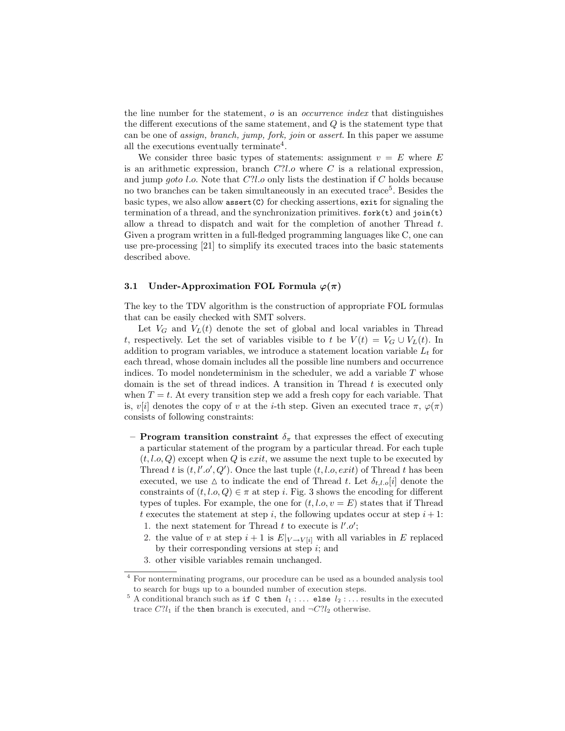the line number for the statement, $o$ is an *occurrence index* that distinguishes the different executions of the same statement, and $Q$ is the statement type that can be one of *assign, branch, jump, fork, join* or *assert*. In this paper we assume all the executions eventually terminate[4].

We consider three basic types of statements: assignment $v = E$ where $E$ is an arithmetic expression, branch $C?l.o$ where $C$ is a relational expression, and jump *goto* $l.o$. Note that $C?l.o$ only lists the destination if $C$ holds because no two branches can be taken simultaneously in an executed trace[5]. Besides the basic types, we also allow `assert(C)` for checking assertions, `exit` for signaling the termination of a thread, and the synchronization primitives. `fork(t)` and `join(t)` allow a thread to dispatch and wait for the completion of another Thread $t$. Given a program written in a full-fledged programming languages like C, one can use pre-processing [21] to simplify its executed traces into the basic statements described above.

### 3.1 Under-Approximation FOL Formula $\varphi(\pi)$

The key to the TDV algorithm is the construction of appropriate FOL formulas that can be easily checked with SMT solvers.

Let $V_G$ and $V_L(t)$ denote the set of global and local variables in Thread $t$, respectively. Let the set of variables visible to $t$ be $V(t) = V_G \cup V_L(t)$. In addition to program variables, we introduce a statement location variable $L_t$ for each thread, whose domain includes all the possible line numbers and occurrence indices. To model nondeterminism in the scheduler, we add a variable $T$ whose domain is the set of thread indices. A transition in Thread $t$ is executed only when $T = t$. At every transition step we add a fresh copy for each variable. That is, $v[i]$ denotes the copy of $v$ at the $i$-th step. Given an executed trace $\pi$, $\varphi(\pi)$ consists of following constraints:

- **Program transition constraint** $\delta_\pi$ that expresses the effect of executing a particular statement of the program by a particular thread. For each tuple $(t, l.o, Q)$ except when $Q$ is *exit*, we assume the next tuple to be executed by Thread $t$ is $(t, l'.o', Q')$. Once the last tuple $(t, l.o, exit)$ of Thread $t$ has been executed, we use $\triangle$ to indicate the end of Thread $t$. Let $\delta_{t,l.o}[i]$ denote the constraints of $(t, l.o, Q) \in \pi$ at step $i$. Fig. 3 shows the encoding for different types of tuples. For example, the one for $(t, l.o, v = E)$ states that if Thread $t$ executes the statement at step $i$, the following updates occur at step $i+1$:
  1. the next statement for Thread $t$ to execute is $l'.o'$;
  2. the value of $v$ at step $i+1$ is $E|_{V \to V[i]}$ with all variables in $E$ replaced by their corresponding versions at step $i$; and
  3. other visible variables remain unchanged.

---

[4] For nonterminating programs, our procedure can be used as a bounded analysis tool to search for bugs up to a bounded number of execution steps.

[5] A conditional branch such as `if C then` $l_1 : \ldots$ `else` $l_2 : \ldots$ results in the executed trace $C?l_1$ if the `then` branch is executed, and $\neg C?l_2$ otherwise.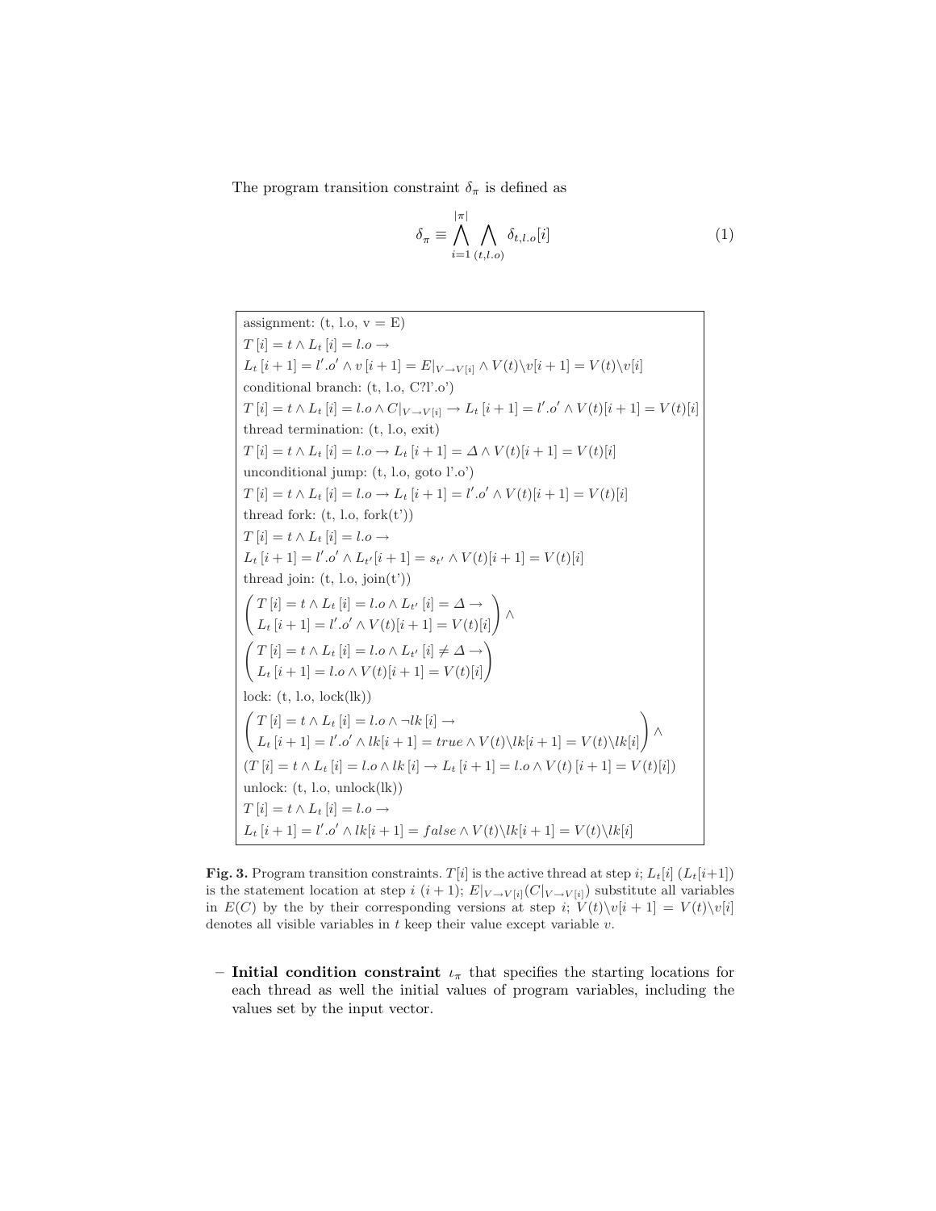The program transition constraint $\delta_\pi$ is defined as

$$\delta_\pi \equiv \bigwedge_{i=1}^{|\pi|} \bigwedge_{(t,l.o)} \delta_{t,l.o}[i] \tag{1}$$

assignment: (t, l.o, v = E)

$$T[i] = t \wedge L_t[i] = l.o \rightarrow$$
$$L_t[i+1] = l'.o' \wedge v[i+1] = E|_{V \rightarrow V[i]} \wedge V(t) \backslash v[i+1] = V(t) \backslash v[i]$$

conditional branch: (t, l.o, C?l'.o')

$$T[i] = t \wedge L_t[i] = l.o \wedge C|_{V \rightarrow V[i]} \rightarrow L_t[i+1] = l'.o' \wedge V(t)[i+1] = V(t)[i]$$

thread termination: (t, l.o, exit)

$$T[i] = t \wedge L_t[i] = l.o \rightarrow L_t[i+1] = \Delta \wedge V(t)[i+1] = V(t)[i]$$

unconditional jump: (t, l.o, goto l'.o')

$$T[i] = t \wedge L_t[i] = l.o \rightarrow L_t[i+1] = l'.o' \wedge V(t)[i+1] = V(t)[i]$$

thread fork: (t, l.o, fork(t'))

$$T[i] = t \wedge L_t[i] = l.o \rightarrow$$
$$L_t[i+1] = l'.o' \wedge L_{t'}[i+1] = s_{t'} \wedge V(t)[i+1] = V(t)[i]$$

thread join: (t, l.o, join(t'))

$$\begin{pmatrix} T[i] = t \wedge L_t[i] = l.o \wedge L_{t'}[i] = \Delta \rightarrow \\ L_t[i+1] = l'.o' \wedge V(t)[i+1] = V(t)[i] \end{pmatrix} \wedge$$
$$\begin{pmatrix} T[i] = t \wedge L_t[i] = l.o \wedge L_{t'}[i] \neq \Delta \rightarrow \\ L_t[i+1] = l.o \wedge V(t)[i+1] = V(t)[i] \end{pmatrix}$$

lock: (t, l.o, lock(lk))

$$\begin{pmatrix} T[i] = t \wedge L_t[i] = l.o \wedge \neg lk[i] \rightarrow \\ L_t[i+1] = l'.o' \wedge lk[i+1] = true \wedge V(t) \backslash lk[i+1] = V(t) \backslash lk[i] \end{pmatrix} \wedge$$
$$(T[i] = t \wedge L_t[i] = l.o \wedge lk[i] \rightarrow L_t[i+1] = l.o \wedge V(t)[i+1] = V(t)[i])$$

unlock: (t, l.o, unlock(lk))

$$T[i] = t \wedge L_t[i] = l.o \rightarrow$$
$$L_t[i+1] = l'.o' \wedge lk[i+1] = false \wedge V(t) \backslash lk[i+1] = V(t) \backslash lk[i]$$

**Fig. 3.** Program transition constraints. $T[i]$ is the active thread at step $i$; $L_t[i]$ ($L_t[i{+}1]$) is the statement location at step $i$ ($i+1$); $E|_{V \rightarrow V[i]}$($C|_{V \rightarrow V[i]}$) substitute all variables in $E(C)$ by the by their corresponding versions at step $i$; $V(t) \backslash v[i+1] = V(t) \backslash v[i]$ denotes all visible variables in $t$ keep their value except variable $v$.

– **Initial condition constraint** $\iota_\pi$ that specifies the starting locations for each thread as well the initial values of program variables, including the values set by the input vector.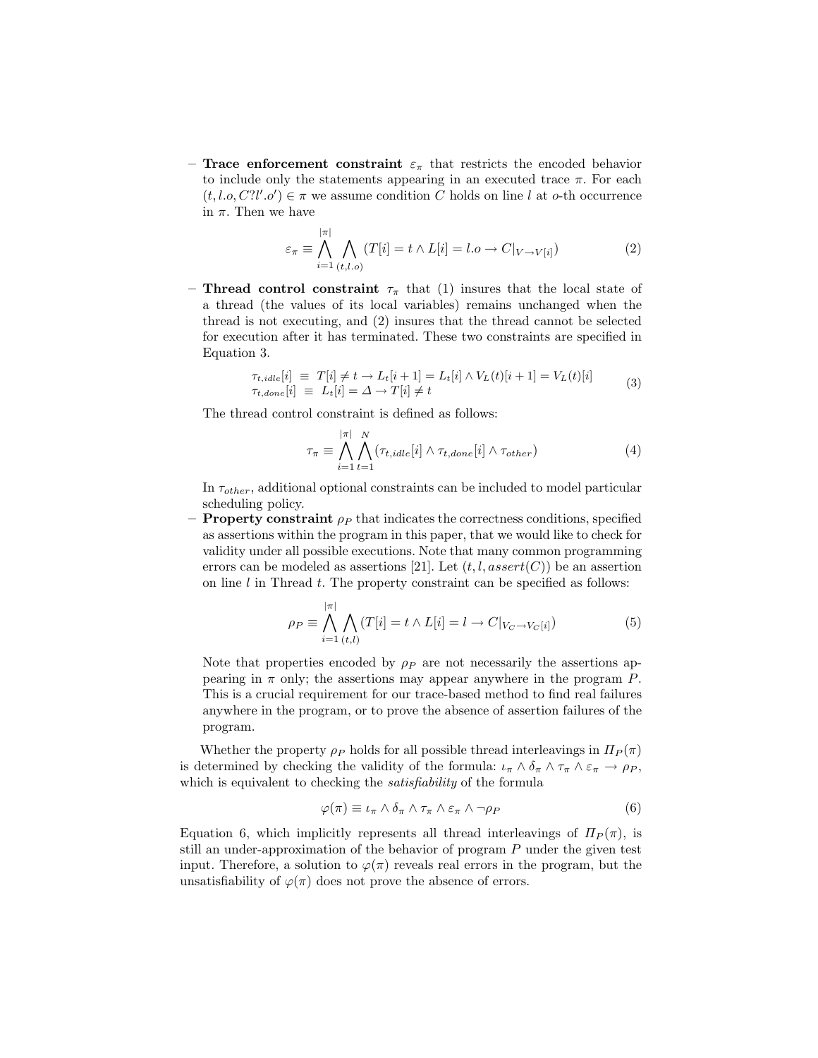- **Trace enforcement constraint** $\varepsilon_\pi$ that restricts the encoded behavior to include only the statements appearing in an executed trace $\pi$. For each $(t, l.o, C?l'.o') \in \pi$ we assume condition $C$ holds on line $l$ at $o$-th occurrence in $\pi$. Then we have

$$\varepsilon_\pi \equiv \bigwedge_{i=1}^{|\pi|} \bigwedge_{(t,l.o)} (T[i] = t \wedge L[i] = l.o \rightarrow C|_{V \rightarrow V[i]}) \tag{2}$$

- **Thread control constraint** $\tau_\pi$ that (1) insures that the local state of a thread (the values of its local variables) remains unchanged when the thread is not executing, and (2) insures that the thread cannot be selected for execution after it has terminated. These two constraints are specified in Equation 3.

$$\begin{aligned} \tau_{t,idle}[i] &\equiv T[i] \neq t \rightarrow L_t[i+1] = L_t[i] \wedge V_L(t)[i+1] = V_L(t)[i] \\ \tau_{t,done}[i] &\equiv L_t[i] = \Delta \rightarrow T[i] \neq t \end{aligned} \tag{3}$$

The thread control constraint is defined as follows:

$$\tau_\pi \equiv \bigwedge_{i=1}^{|\pi|} \bigwedge_{t=1}^{N} (\tau_{t,idle}[i] \wedge \tau_{t,done}[i] \wedge \tau_{other}) \tag{4}$$

In $\tau_{other}$, additional optional constraints can be included to model particular scheduling policy.

- **Property constraint** $\rho_P$ that indicates the correctness conditions, specified as assertions within the program in this paper, that we would like to check for validity under all possible executions. Note that many common programming errors can be modeled as assertions [21]. Let $(t, l, assert(C))$ be an assertion on line $l$ in Thread $t$. The property constraint can be specified as follows:

$$\rho_P \equiv \bigwedge_{i=1}^{|\pi|} \bigwedge_{(t,l)} (T[i] = t \wedge L[i] = l \rightarrow C|_{V_C \rightarrow V_C[i]}) \tag{5}$$

Note that properties encoded by $\rho_P$ are not necessarily the assertions appearing in $\pi$ only; the assertions may appear anywhere in the program $P$. This is a crucial requirement for our trace-based method to find real failures anywhere in the program, or to prove the absence of assertion failures of the program.

Whether the property $\rho_P$ holds for all possible thread interleavings in $\Pi_P(\pi)$ is determined by checking the validity of the formula: $\iota_\pi \wedge \delta_\pi \wedge \tau_\pi \wedge \varepsilon_\pi \rightarrow \rho_P$, which is equivalent to checking the *satisfiability* of the formula

$$\varphi(\pi) \equiv \iota_\pi \wedge \delta_\pi \wedge \tau_\pi \wedge \varepsilon_\pi \wedge \neg\rho_P \tag{6}$$

Equation 6, which implicitly represents all thread interleavings of $\Pi_P(\pi)$, is still an under-approximation of the behavior of program $P$ under the given test input. Therefore, a solution to $\varphi(\pi)$ reveals real errors in the program, but the unsatisfiability of $\varphi(\pi)$ does not prove the absence of errors.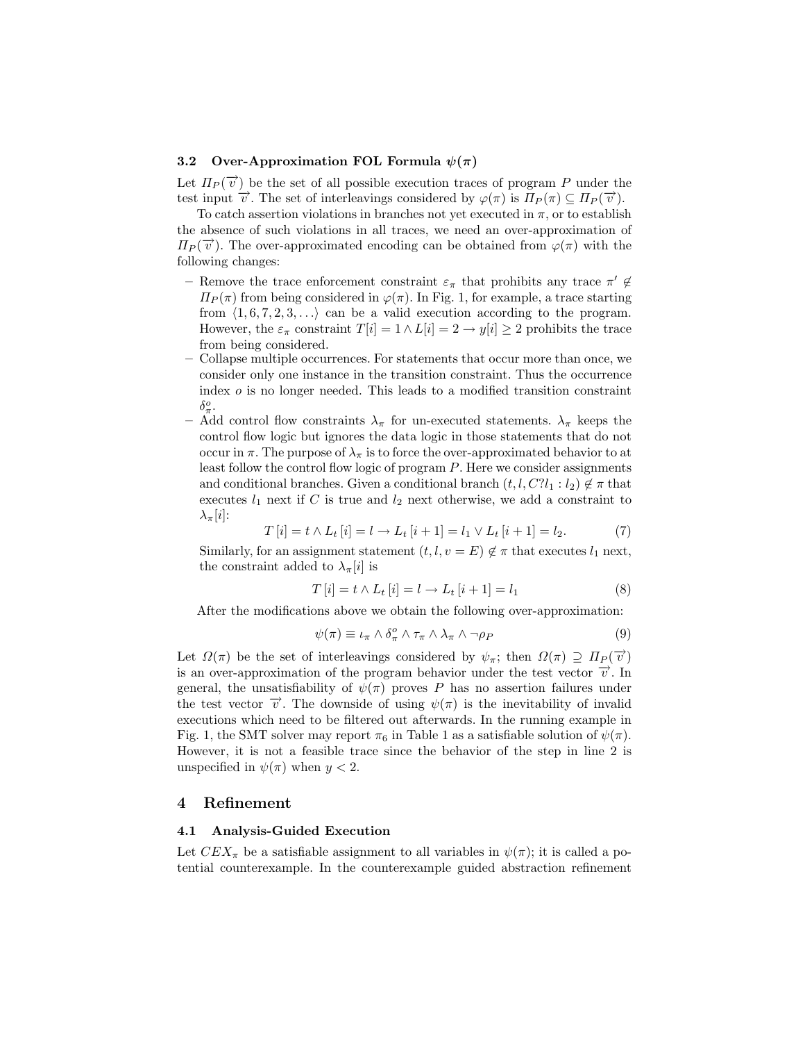### 3.2 Over-Approximation FOL Formula $\psi(\pi)$

Let $\Pi_P(\overrightarrow{v})$ be the set of all possible execution traces of program $P$ under the test input $\overrightarrow{v}$. The set of interleavings considered by $\varphi(\pi)$ is $\Pi_P(\pi) \subseteq \Pi_P(\overrightarrow{v})$.

To catch assertion violations in branches not yet executed in $\pi$, or to establish the absence of such violations in all traces, we need an over-approximation of $\Pi_P(\overrightarrow{v})$. The over-approximated encoding can be obtained from $\varphi(\pi)$ with the following changes:

- Remove the trace enforcement constraint $\varepsilon_\pi$ that prohibits any trace $\pi' \notin \Pi_P(\pi)$ from being considered in $\varphi(\pi)$. In Fig. 1, for example, a trace starting from $\langle 1, 6, 7, 2, 3, \ldots \rangle$ can be a valid execution according to the program. However, the $\varepsilon_\pi$ constraint $T[i] = 1 \wedge L[i] = 2 \rightarrow y[i] \geq 2$ prohibits the trace from being considered.
- Collapse multiple occurrences. For statements that occur more than once, we consider only one instance in the transition constraint. Thus the occurrence index $o$ is no longer needed. This leads to a modified transition constraint $\delta_\pi^o$.
- Add control flow constraints $\lambda_\pi$ for un-executed statements. $\lambda_\pi$ keeps the control flow logic but ignores the data logic in those statements that do not occur in $\pi$. The purpose of $\lambda_\pi$ is to force the over-approximated behavior to at least follow the control flow logic of program $P$. Here we consider assignments and conditional branches. Given a conditional branch $(t, l, C?l_1 : l_2) \notin \pi$ that executes $l_1$ next if $C$ is true and $l_2$ next otherwise, we add a constraint to $\lambda_\pi[i]$:

$$T[i] = t \wedge L_t[i] = l \rightarrow L_t[i+1] = l_1 \vee L_t[i+1] = l_2. \tag{7}$$

Similarly, for an assignment statement $(t, l, v = E) \notin \pi$ that executes $l_1$ next, the constraint added to $\lambda_\pi[i]$ is

$$T[i] = t \wedge L_t[i] = l \rightarrow L_t[i+1] = l_1 \tag{8}$$

After the modifications above we obtain the following over-approximation:

$$\psi(\pi) \equiv \iota_\pi \wedge \delta_\pi^o \wedge \tau_\pi \wedge \lambda_\pi \wedge \neg\rho_P \tag{9}$$

Let $\Omega(\pi)$ be the set of interleavings considered by $\psi_\pi$; then $\Omega(\pi) \supseteq \Pi_P(\overrightarrow{v})$ is an over-approximation of the program behavior under the test vector $\overrightarrow{v}$. In general, the unsatisfiability of $\psi(\pi)$ proves $P$ has no assertion failures under the test vector $\overrightarrow{v}$. The downside of using $\psi(\pi)$ is the inevitability of invalid executions which need to be filtered out afterwards. In the running example in Fig. 1, the SMT solver may report $\pi_6$ in Table 1 as a satisfiable solution of $\psi(\pi)$. However, it is not a feasible trace since the behavior of the step in line 2 is unspecified in $\psi(\pi)$ when $y < 2$.

## 4 Refinement

### 4.1 Analysis-Guided Execution

Let $CEX_\pi$ be a satisfiable assignment to all variables in $\psi(\pi)$; it is called a potential counterexample. In the counterexample guided abstraction refinement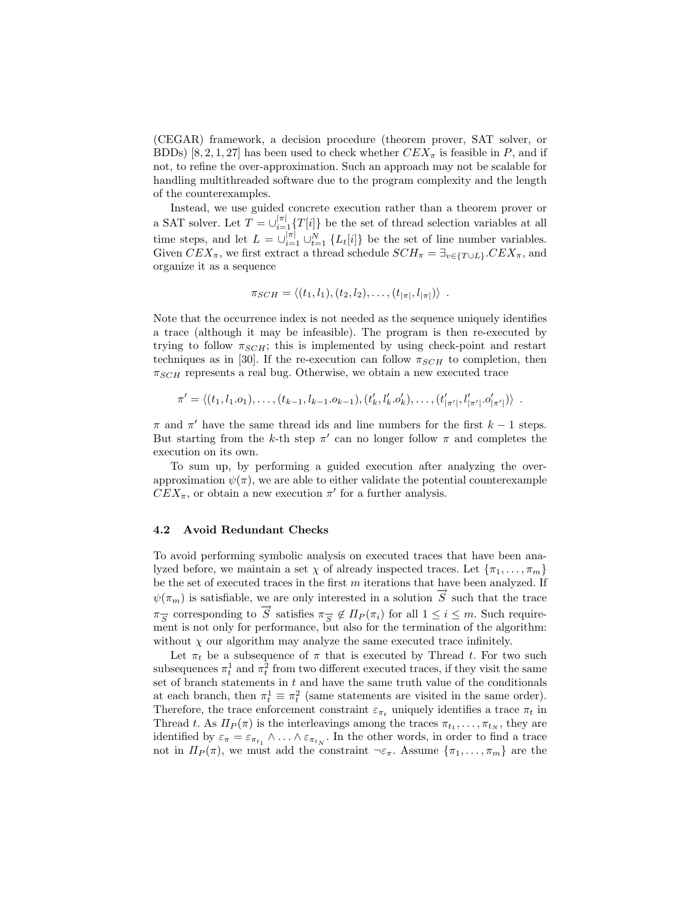(CEGAR) framework, a decision procedure (theorem prover, SAT solver, or BDDs) [8, 2, 1, 27] has been used to check whether $CEX_\pi$ is feasible in $P$, and if not, to refine the over-approximation. Such an approach may not be scalable for handling multithreaded software due to the program complexity and the length of the counterexamples.

Instead, we use guided concrete execution rather than a theorem prover or a SAT solver. Let $T = \cup_{i=1}^{|\pi|} \{T[i]\}$ be the set of thread selection variables at all time steps, and let $L = \cup_{i=1}^{|\pi|} \cup_{t=1}^{N} \{L_t[i]\}$ be the set of line number variables. Given $CEX_\pi$, we first extract a thread schedule $SCH_\pi = \exists_{v \in \{T \cup L\}} . CEX_\pi$, and organize it as a sequence

$$\pi_{SCH} = \langle (t_1, l_1), (t_2, l_2), \ldots, (t_{|\pi|}, l_{|\pi|}) \rangle \ .$$

Note that the occurrence index is not needed as the sequence uniquely identifies a trace (although it may be infeasible). The program is then re-executed by trying to follow $\pi_{SCH}$; this is implemented by using check-point and restart techniques as in [30]. If the re-execution can follow $\pi_{SCH}$ to completion, then $\pi_{SCH}$ represents a real bug. Otherwise, we obtain a new executed trace

$$\pi' = \langle (t_1, l_1.o_1), \ldots, (t_{k-1}, l_{k-1}.o_{k-1}), (t'_k, l'_k.o'_k), \ldots, (t'_{|\pi'|}, l'_{|\pi'|}.o'_{|\pi'|}) \rangle \ .$$

$\pi$ and $\pi'$ have the same thread ids and line numbers for the first $k-1$ steps. But starting from the $k$-th step $\pi'$ can no longer follow $\pi$ and completes the execution on its own.

To sum up, by performing a guided execution after analyzing the over-approximation $\psi(\pi)$, we are able to either validate the potential counterexample $CEX_\pi$, or obtain a new execution $\pi'$ for a further analysis.

### 4.2 Avoid Redundant Checks

To avoid performing symbolic analysis on executed traces that have been analyzed before, we maintain a set $\chi$ of already inspected traces. Let $\{\pi_1, \ldots, \pi_m\}$ be the set of executed traces in the first $m$ iterations that have been analyzed. If $\psi(\pi_m)$ is satisfiable, we are only interested in a solution $\overrightarrow{S}$ such that the trace $\pi_{\overrightarrow{S}}$ corresponding to $\overrightarrow{S}$ satisfies $\pi_{\overrightarrow{S}} \notin \Pi_P(\pi_i)$ for all $1 \leq i \leq m$. Such requirement is not only for performance, but also for the termination of the algorithm: without $\chi$ our algorithm may analyze the same executed trace infinitely.

Let $\pi_t$ be a subsequence of $\pi$ that is executed by Thread $t$. For two such subsequences $\pi_t^1$ and $\pi_t^2$ from two different executed traces, if they visit the same set of branch statements in $t$ and have the same truth value of the conditionals at each branch, then $\pi_t^1 \equiv \pi_t^2$ (same statements are visited in the same order). Therefore, the trace enforcement constraint $\varepsilon_{\pi_t}$ uniquely identifies a trace $\pi_t$ in Thread $t$. As $\Pi_P(\pi)$ is the interleavings among the traces $\pi_{t_1}, \ldots, \pi_{t_N}$, they are identified by $\varepsilon_\pi = \varepsilon_{\pi_{t_1}} \wedge \ldots \wedge \varepsilon_{\pi_{t_N}}$. In the other words, in order to find a trace not in $\Pi_P(\pi)$, we must add the constraint $\neg\varepsilon_\pi$. Assume $\{\pi_1, \ldots, \pi_m\}$ are the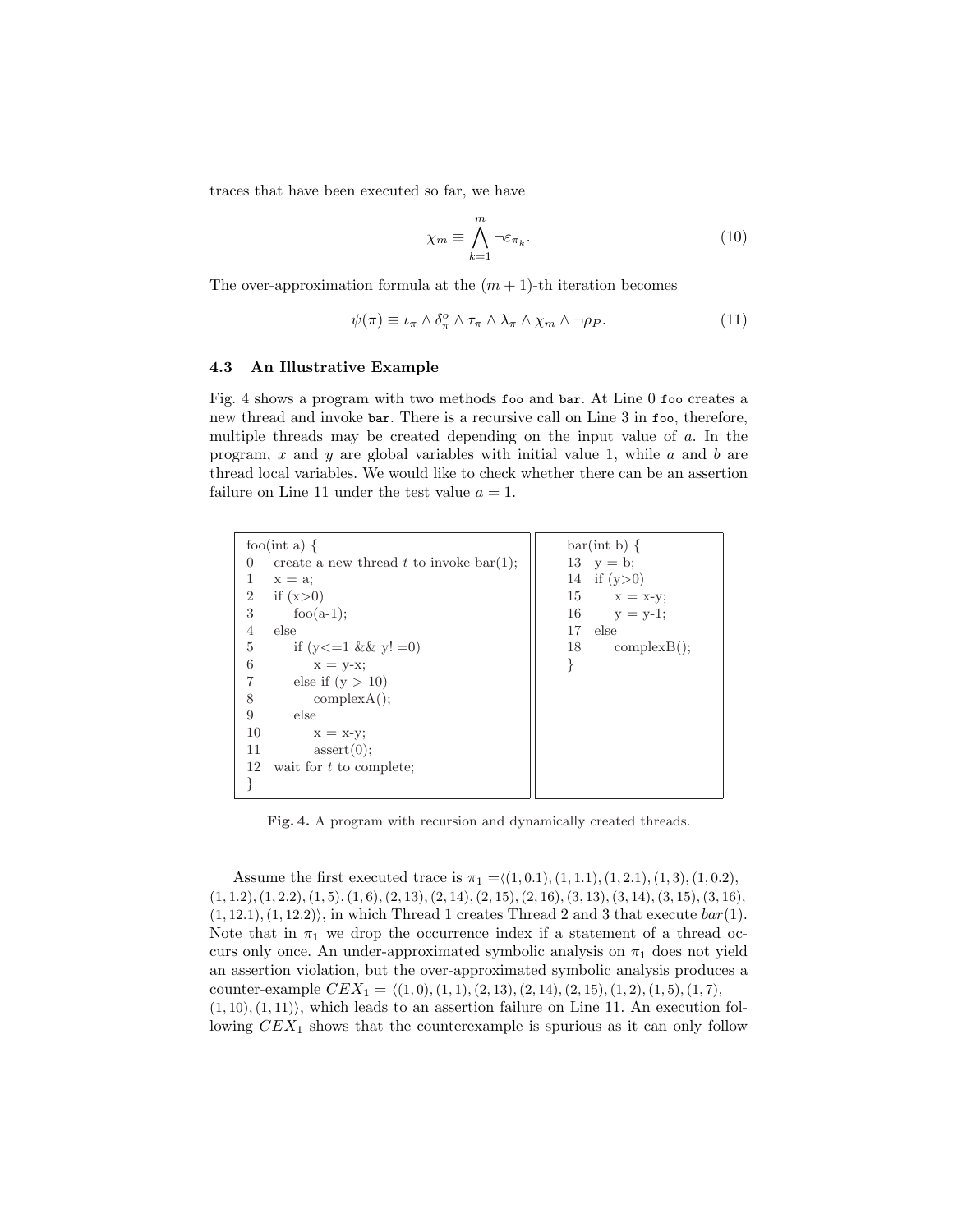traces that have been executed so far, we have

$$\chi_m \equiv \bigwedge_{k=1}^{m} \neg \varepsilon_{\pi_k}. \tag{10}$$

The over-approximation formula at the $(m+1)$-th iteration becomes

$$\psi(\pi) \equiv \iota_\pi \wedge \delta_\pi^o \wedge \tau_\pi \wedge \lambda_\pi \wedge \chi_m \wedge \neg \rho_P. \tag{11}$$

### 4.3 An Illustrative Example

Fig. 4 shows a program with two methods `foo` and `bar`. At Line 0 `foo` creates a new thread and invoke `bar`. There is a recursive call on Line 3 in `foo`, therefore, multiple threads may be created depending on the input value of $a$. In the program, $x$ and $y$ are global variables with initial value 1, while $a$ and $b$ are thread local variables. We would like to check whether there can be an assertion failure on Line 11 under the test value $a = 1$.

```
foo(int a) {
0    create a new thread t to invoke bar(1);
1    x = a;
2    if (x>0)
3        foo(a-1);
4    else
5        if (y<=1 && y! =0)
6            x = y-x;
7        else if (y > 10)
8            complexA();
9        else
10           x = x-y;
11           assert(0);
12   wait for t to complete;
}
```

```
bar(int b) {
13   y = b;
14   if (y>0)
15       x = x-y;
16       y = y-1;
17   else
18       complexB();
}
```

**Fig. 4.** A program with recursion and dynamically created threads.

Assume the first executed trace is $\pi_1 = \langle (1, 0.1), (1, 1.1), (1, 2.1), (1, 3), (1, 0.2), (1, 1.2), (1, 2.2), (1, 5), (1, 6), (2, 13), (2, 14), (2, 15), (2, 16), (3, 13), (3, 14), (3, 15), (3, 16), (1, 12.1), (1, 12.2) \rangle$, in which Thread 1 creates Thread 2 and 3 that execute $bar(1)$. Note that in $\pi_1$ we drop the occurrence index if a statement of a thread occurs only once. An under-approximated symbolic analysis on $\pi_1$ does not yield an assertion violation, but the over-approximated symbolic analysis produces a counter-example $CEX_1 = \langle (1, 0), (1, 1), (2, 13), (2, 14), (2, 15), (1, 2), (1, 5), (1, 7), (1, 10), (1, 11) \rangle$, which leads to an assertion failure on Line 11. An execution following $CEX_1$ shows that the counterexample is spurious as it can only follow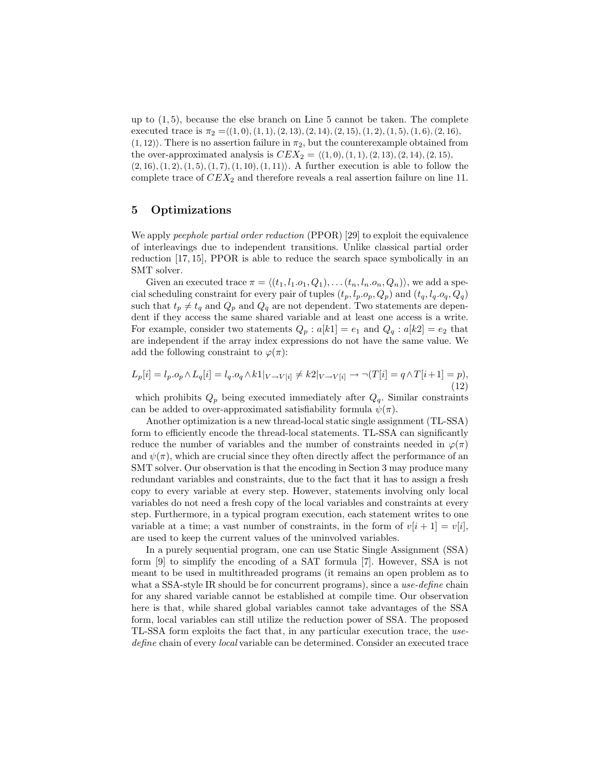up to $(1, 5)$, because the else branch on Line 5 cannot be taken. The complete executed trace is $\pi_2 = \langle(1,0),(1,1),(2,13),(2,14),(2,15),(1,2),(1,5),(1,6),(2,16),(1,12)\rangle$. There is no assertion failure in $\pi_2$, but the counterexample obtained from the over-approximated analysis is $CEX_2 = \langle(1,0),(1,1),(2,13),(2,14),(2,15),(2,16),(1,2),(1,5),(1,7),(1,10),(1,11)\rangle$. A further execution is able to follow the complete trace of $CEX_2$ and therefore reveals a real assertion failure on line 11.

## 5 Optimizations

We apply *peephole partial order reduction* (PPOR) [29] to exploit the equivalence of interleavings due to independent transitions. Unlike classical partial order reduction [17, 15], PPOR is able to reduce the search space symbolically in an SMT solver.

Given an executed trace $\pi = \langle(t_1, l_1.o_1, Q_1), \ldots (t_n, l_n.o_n, Q_n)\rangle$, we add a special scheduling constraint for every pair of tuples $(t_p, l_p.o_p, Q_p)$ and $(t_q, l_q.o_q, Q_q)$ such that $t_p \neq t_q$ and $Q_p$ and $Q_q$ are not dependent. Two statements are dependent if they access the same shared variable and at least one access is a write. For example, consider two statements $Q_p : a[k1] = e_1$ and $Q_q : a[k2] = e_2$ that are independent if the array index expressions do not have the same value. We add the following constraint to $\varphi(\pi)$:

$$L_p[i] = l_p.o_p \wedge L_q[i] = l_q.o_q \wedge k1|_{V \to V[i]} \neq k2|_{V \to V[i]} \rightarrow \neg(T[i] = q \wedge T[i+1] = p), \tag{12}$$

which prohibits $Q_p$ being executed immediately after $Q_q$. Similar constraints can be added to over-approximated satisfiability formula $\psi(\pi)$.

Another optimization is a new thread-local static single assignment (TL-SSA) form to efficiently encode the thread-local statements. TL-SSA can significantly reduce the number of variables and the number of constraints needed in $\varphi(\pi)$ and $\psi(\pi)$, which are crucial since they often directly affect the performance of an SMT solver. Our observation is that the encoding in Section 3 may produce many redundant variables and constraints, due to the fact that it has to assign a fresh copy to every variable at every step. However, statements involving only local variables do not need a fresh copy of the local variables and constraints at every step. Furthermore, in a typical program execution, each statement writes to one variable at a time; a vast number of constraints, in the form of $v[i+1] = v[i]$, are used to keep the current values of the uninvolved variables.

In a purely sequential program, one can use Static Single Assignment (SSA) form [9] to simplify the encoding of a SAT formula [7]. However, SSA is not meant to be used in multithreaded programs (it remains an open problem as to what a SSA-style IR should be for concurrent programs), since a *use-define* chain for any shared variable cannot be established at compile time. Our observation here is that, while shared global variables cannot take advantages of the SSA form, local variables can still utilize the reduction power of SSA. The proposed TL-SSA form exploits the fact that, in any particular execution trace, the *use-define* chain of every *local* variable can be determined. Consider an executed trace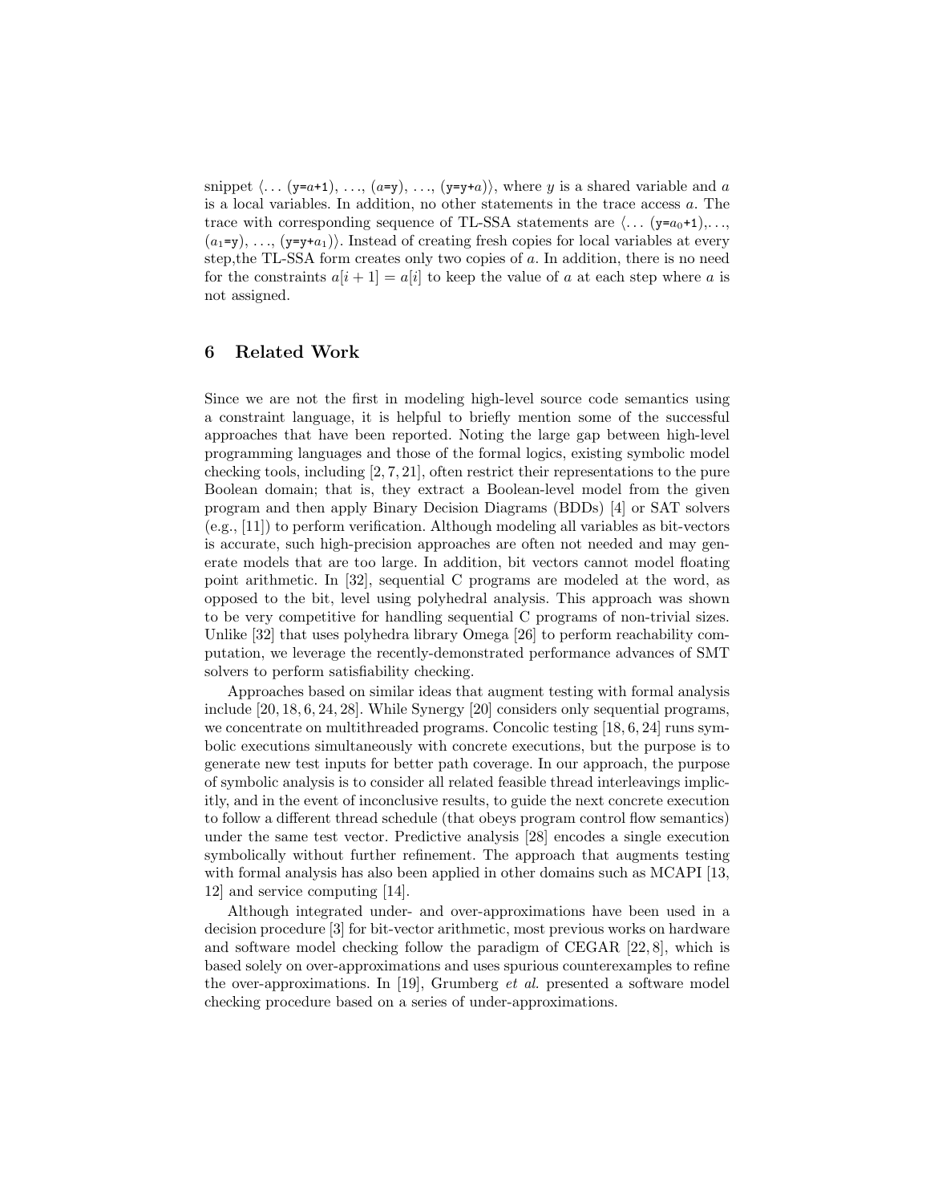snippet $\langle \ldots$ (y=$a$+1), ..., ($a$=y), ..., (y=y+$a$)$\rangle$, where $y$ is a shared variable and $a$ is a local variables. In addition, no other statements in the trace access $a$. The trace with corresponding sequence of TL-SSA statements are $\langle \ldots$ (y=$a_0$+1),..., ($a_1$=y), ..., (y=y+$a_1$)$\rangle$. Instead of creating fresh copies for local variables at every step,the TL-SSA form creates only two copies of $a$. In addition, there is no need for the constraints $a[i+1] = a[i]$ to keep the value of $a$ at each step where $a$ is not assigned.

## 6 Related Work

Since we are not the first in modeling high-level source code semantics using a constraint language, it is helpful to briefly mention some of the successful approaches that have been reported. Noting the large gap between high-level programming languages and those of the formal logics, existing symbolic model checking tools, including [2, 7, 21], often restrict their representations to the pure Boolean domain; that is, they extract a Boolean-level model from the given program and then apply Binary Decision Diagrams (BDDs) [4] or SAT solvers (e.g., [11]) to perform verification. Although modeling all variables as bit-vectors is accurate, such high-precision approaches are often not needed and may generate models that are too large. In addition, bit vectors cannot model floating point arithmetic. In [32], sequential C programs are modeled at the word, as opposed to the bit, level using polyhedral analysis. This approach was shown to be very competitive for handling sequential C programs of non-trivial sizes. Unlike [32] that uses polyhedra library Omega [26] to perform reachability computation, we leverage the recently-demonstrated performance advances of SMT solvers to perform satisfiability checking.

Approaches based on similar ideas that augment testing with formal analysis include [20, 18, 6, 24, 28]. While Synergy [20] considers only sequential programs, we concentrate on multithreaded programs. Concolic testing [18, 6, 24] runs symbolic executions simultaneously with concrete executions, but the purpose is to generate new test inputs for better path coverage. In our approach, the purpose of symbolic analysis is to consider all related feasible thread interleavings implicitly, and in the event of inconclusive results, to guide the next concrete execution to follow a different thread schedule (that obeys program control flow semantics) under the same test vector. Predictive analysis [28] encodes a single execution symbolically without further refinement. The approach that augments testing with formal analysis has also been applied in other domains such as MCAPI [13, 12] and service computing [14].

Although integrated under- and over-approximations have been used in a decision procedure [3] for bit-vector arithmetic, most previous works on hardware and software model checking follow the paradigm of CEGAR [22, 8], which is based solely on over-approximations and uses spurious counterexamples to refine the over-approximations. In [19], Grumberg *et al.* presented a software model checking procedure based on a series of under-approximations.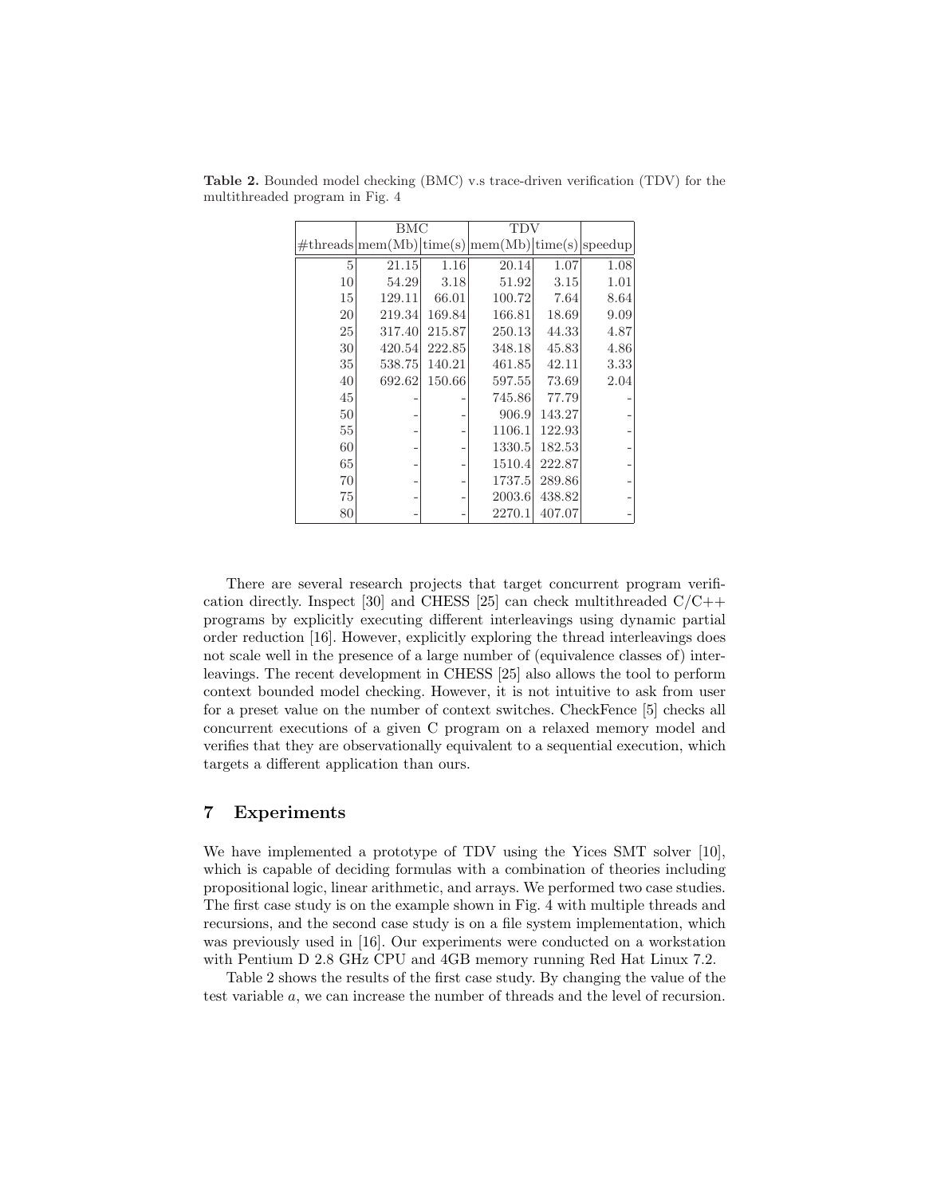**Table 2.** Bounded model checking (BMC) v.s trace-driven verification (TDV) for the multithreaded program in Fig. 4

| | BMC | | TDV | | |
|---|---|---|---|---|---|
| #threads | mem(Mb) | time(s) | mem(Mb) | time(s) | speedup |
| 5 | 21.15 | 1.16 | 20.14 | 1.07 | 1.08 |
| 10 | 54.29 | 3.18 | 51.92 | 3.15 | 1.01 |
| 15 | 129.11 | 66.01 | 100.72 | 7.64 | 8.64 |
| 20 | 219.34 | 169.84 | 166.81 | 18.69 | 9.09 |
| 25 | 317.40 | 215.87 | 250.13 | 44.33 | 4.87 |
| 30 | 420.54 | 222.85 | 348.18 | 45.83 | 4.86 |
| 35 | 538.75 | 140.21 | 461.85 | 42.11 | 3.33 |
| 40 | 692.62 | 150.66 | 597.55 | 73.69 | 2.04 |
| 45 | - | - | 745.86 | 77.79 | - |
| 50 | - | - | 906.9 | 143.27 | - |
| 55 | - | - | 1106.1 | 122.93 | - |
| 60 | - | - | 1330.5 | 182.53 | - |
| 65 | - | - | 1510.4 | 222.87 | - |
| 70 | - | - | 1737.5 | 289.86 | - |
| 75 | - | - | 2003.6 | 438.82 | - |
| 80 | - | - | 2270.1 | 407.07 | - |

There are several research projects that target concurrent program verification directly. Inspect [30] and CHESS [25] can check multithreaded C/C++ programs by explicitly executing different interleavings using dynamic partial order reduction [16]. However, explicitly exploring the thread interleavings does not scale well in the presence of a large number of (equivalence classes of) interleavings. The recent development in CHESS [25] also allows the tool to perform context bounded model checking. However, it is not intuitive to ask from user for a preset value on the number of context switches. CheckFence [5] checks all concurrent executions of a given C program on a relaxed memory model and verifies that they are observationally equivalent to a sequential execution, which targets a different application than ours.

## 7 Experiments

We have implemented a prototype of TDV using the Yices SMT solver [10], which is capable of deciding formulas with a combination of theories including propositional logic, linear arithmetic, and arrays. We performed two case studies. The first case study is on the example shown in Fig. 4 with multiple threads and recursions, and the second case study is on a file system implementation, which was previously used in [16]. Our experiments were conducted on a workstation with Pentium D 2.8 GHz CPU and 4GB memory running Red Hat Linux 7.2.

Table 2 shows the results of the first case study. By changing the value of the test variable $a$, we can increase the number of threads and the level of recursion.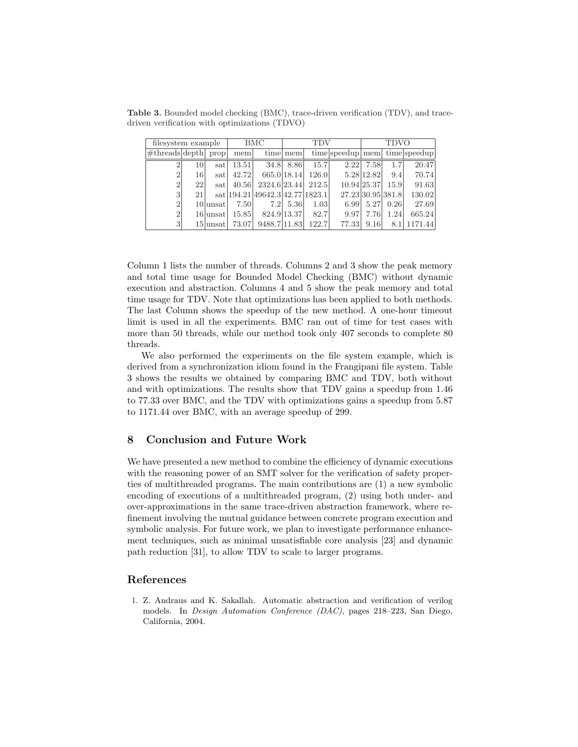**Table 3.** Bounded model checking (BMC), trace-driven verification (TDV), and trace-driven verification with optimizations (TDVO)

| filesystem example | | | BMC | | TDV | | | TDVO | | |
|---|---|---|---|---|---|---|---|---|---|---|
| #threads | depth | prop | mem | time | mem | time | speedup | mem | time | speedup |
| 2 | 10 | sat | 13.51 | 34.8 | 8.86 | 15.7 | 2.22 | 7.58 | 1.7 | 20.47 |
| 2 | 16 | sat | 42.72 | 665.0 | 18.14 | 126.0 | 5.28 | 12.82 | 9.4 | 70.74 |
| 2 | 22 | sat | 40.56 | 2324.6 | 23.44 | 212.5 | 10.94 | 25.37 | 15.9 | 91.63 |
| 3 | 21 | sat | 194.21 | 49642.3 | 42.77 | 1823.1 | 27.23 | 30.95 | 381.8 | 130.02 |
| 2 | 10 | unsat | 7.50 | 7.2 | 5.36 | 1.03 | 6.99 | 5.27 | 0.26 | 27.69 |
| 2 | 16 | unsat | 15.85 | 824.9 | 13.37 | 82.7 | 9.97 | 7.76 | 1.24 | 665.24 |
| 3 | 15 | unsat | 73.07 | 9488.7 | 11.83 | 122.7 | 77.33 | 9.16 | 8.1 | 1171.44 |

Column 1 lists the number of threads. Columns 2 and 3 show the peak memory and total time usage for Bounded Model Checking (BMC) without dynamic execution and abstraction. Columns 4 and 5 show the peak memory and total time usage for TDV. Note that optimizations has been applied to both methods. The last Column shows the speedup of the new method. A one-hour timeout limit is used in all the experiments. BMC ran out of time for test cases with more than 50 threads, while our method took only 407 seconds to complete 80 threads.

We also performed the experiments on the file system example, which is derived from a synchronization idiom found in the Frangipani file system. Table 3 shows the results we obtained by comparing BMC and TDV, both without and with optimizations. The results show that TDV gains a speedup from 1.46 to 77.33 over BMC, and the TDV with optimizations gains a speedup from 5.87 to 1171.44 over BMC, with an average speedup of 299.

## 8 Conclusion and Future Work

We have presented a new method to combine the efficiency of dynamic executions with the reasoning power of an SMT solver for the verification of safety properties of multithreaded programs. The main contributions are (1) a new symbolic encoding of executions of a multithreaded program, (2) using both under- and over-approximations in the same trace-driven abstraction framework, where refinement involving the mutual guidance between concrete program execution and symbolic analysis. For future work, we plan to investigate performance enhancement techniques, such as minimal unsatisfiable core analysis [23] and dynamic path reduction [31], to allow TDV to scale to larger programs.

## References

1. Z. Andraus and K. Sakallah. Automatic abstraction and verification of verilog models. In *Design Automation Conference (DAC)*, pages 218–223, San Diego, California, 2004.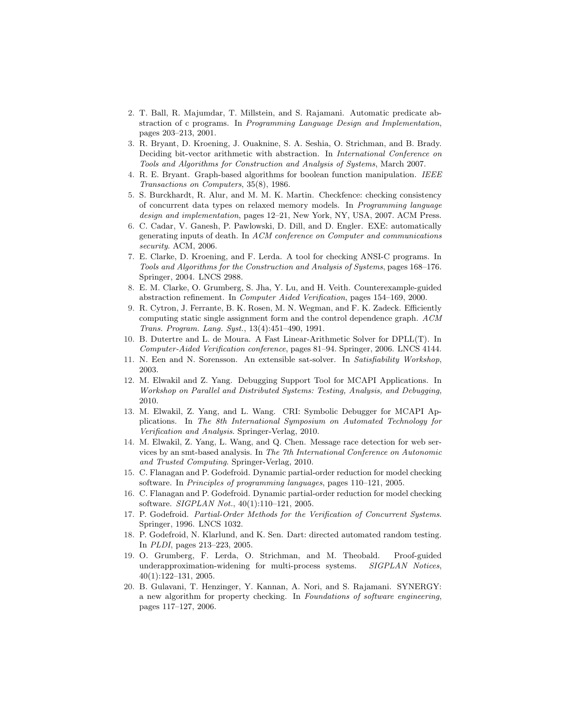2. T. Ball, R. Majumdar, T. Millstein, and S. Rajamani. Automatic predicate abstraction of c programs. In *Programming Language Design and Implementation*, pages 203–213, 2001.
3. R. Bryant, D. Kroening, J. Ouaknine, S. A. Seshia, O. Strichman, and B. Brady. Deciding bit-vector arithmetic with abstraction. In *International Conference on Tools and Algorithms for Construction and Analysis of Systems*, March 2007.
4. R. E. Bryant. Graph-based algorithms for boolean function manipulation. *IEEE Transactions on Computers*, 35(8), 1986.
5. S. Burckhardt, R. Alur, and M. M. K. Martin. Checkfence: checking consistency of concurrent data types on relaxed memory models. In *Programming language design and implementation*, pages 12–21, New York, NY, USA, 2007. ACM Press.
6. C. Cadar, V. Ganesh, P. Pawlowski, D. Dill, and D. Engler. EXE: automatically generating inputs of death. In *ACM conference on Computer and communications security*. ACM, 2006.
7. E. Clarke, D. Kroening, and F. Lerda. A tool for checking ANSI-C programs. In *Tools and Algorithms for the Construction and Analysis of Systems*, pages 168–176. Springer, 2004. LNCS 2988.
8. E. M. Clarke, O. Grumberg, S. Jha, Y. Lu, and H. Veith. Counterexample-guided abstraction refinement. In *Computer Aided Verification*, pages 154–169, 2000.
9. R. Cytron, J. Ferrante, B. K. Rosen, M. N. Wegman, and F. K. Zadeck. Efficiently computing static single assignment form and the control dependence graph. *ACM Trans. Program. Lang. Syst.*, 13(4):451–490, 1991.
10. B. Dutertre and L. de Moura. A Fast Linear-Arithmetic Solver for DPLL(T). In *Computer-Aided Verification conference*, pages 81–94. Springer, 2006. LNCS 4144.
11. N. Een and N. Sorensson. An extensible sat-solver. In *Satisfiability Workshop*, 2003.
12. M. Elwakil and Z. Yang. Debugging Support Tool for MCAPI Applications. In *Workshop on Parallel and Distributed Systems: Testing, Analysis, and Debugging*, 2010.
13. M. Elwakil, Z. Yang, and L. Wang. CRI: Symbolic Debugger for MCAPI Applications. In *The 8th International Symposium on Automated Technology for Verification and Analysis*. Springer-Verlag, 2010.
14. M. Elwakil, Z. Yang, L. Wang, and Q. Chen. Message race detection for web services by an smt-based analysis. In *The 7th International Conference on Autonomic and Trusted Computing*. Springer-Verlag, 2010.
15. C. Flanagan and P. Godefroid. Dynamic partial-order reduction for model checking software. In *Principles of programming languages*, pages 110–121, 2005.
16. C. Flanagan and P. Godefroid. Dynamic partial-order reduction for model checking software. *SIGPLAN Not.*, 40(1):110–121, 2005.
17. P. Godefroid. *Partial-Order Methods for the Verification of Concurrent Systems*. Springer, 1996. LNCS 1032.
18. P. Godefroid, N. Klarlund, and K. Sen. Dart: directed automated random testing. In *PLDI*, pages 213–223, 2005.
19. O. Grumberg, F. Lerda, O. Strichman, and M. Theobald. Proof-guided underapproximation-widening for multi-process systems. *SIGPLAN Notices*, 40(1):122–131, 2005.
20. B. Gulavani, T. Henzinger, Y. Kannan, A. Nori, and S. Rajamani. SYNERGY: a new algorithm for property checking. In *Foundations of software engineering*, pages 117–127, 2006.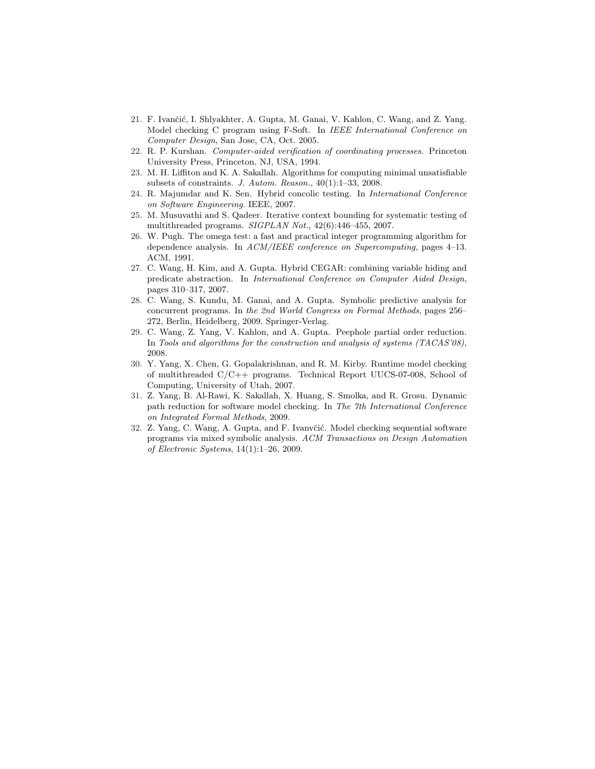21. F. Ivančić, I. Shlyakhter, A. Gupta, M. Ganai, V. Kahlon, C. Wang, and Z. Yang. Model checking C program using F-Soft. In *IEEE International Conference on Computer Design*, San Jose, CA, Oct. 2005.
22. R. P. Kurshan. *Computer-aided verification of coordinating processes*. Princeton University Press, Princeton, NJ, USA, 1994.
23. M. H. Liffiton and K. A. Sakallah. Algorithms for computing minimal unsatisfiable subsets of constraints. *J. Autom. Reason.*, 40(1):1–33, 2008.
24. R. Majumdar and K. Sen. Hybrid concolic testing. In *International Conference on Software Engineering*. IEEE, 2007.
25. M. Musuvathi and S. Qadeer. Iterative context bounding for systematic testing of multithreaded programs. *SIGPLAN Not.*, 42(6):446–455, 2007.
26. W. Pugh. The omega test: a fast and practical integer programming algorithm for dependence analysis. In *ACM/IEEE conference on Supercomputing*, pages 4–13. ACM, 1991.
27. C. Wang, H. Kim, and A. Gupta. Hybrid CEGAR: combining variable hiding and predicate abstraction. In *International Conference on Computer Aided Design*, pages 310–317, 2007.
28. C. Wang, S. Kundu, M. Ganai, and A. Gupta. Symbolic predictive analysis for concurrent programs. In *the 2nd World Congress on Formal Methods*, pages 256–272, Berlin, Heidelberg, 2009. Springer-Verlag.
29. C. Wang, Z. Yang, V. Kahlon, and A. Gupta. Peephole partial order reduction. In *Tools and algorithms for the construction and analysis of systems (TACAS'08)*, 2008.
30. Y. Yang, X. Chen, G. Gopalakrishnan, and R. M. Kirby. Runtime model checking of multithreaded C/C++ programs. Technical Report UUCS-07-008, School of Computing, University of Utah, 2007.
31. Z. Yang, B. Al-Rawi, K. Sakallah, X. Huang, S. Smolka, and R. Grosu. Dynamic path reduction for software model checking. In *The 7th International Conference on Integrated Formal Methods*, 2009.
32. Z. Yang, C. Wang, A. Gupta, and F. Ivanvčić. Model checking sequential software programs via mixed symbolic analysis. *ACM Transactions on Design Automation of Electronic Systems*, 14(1):1–26, 2009.